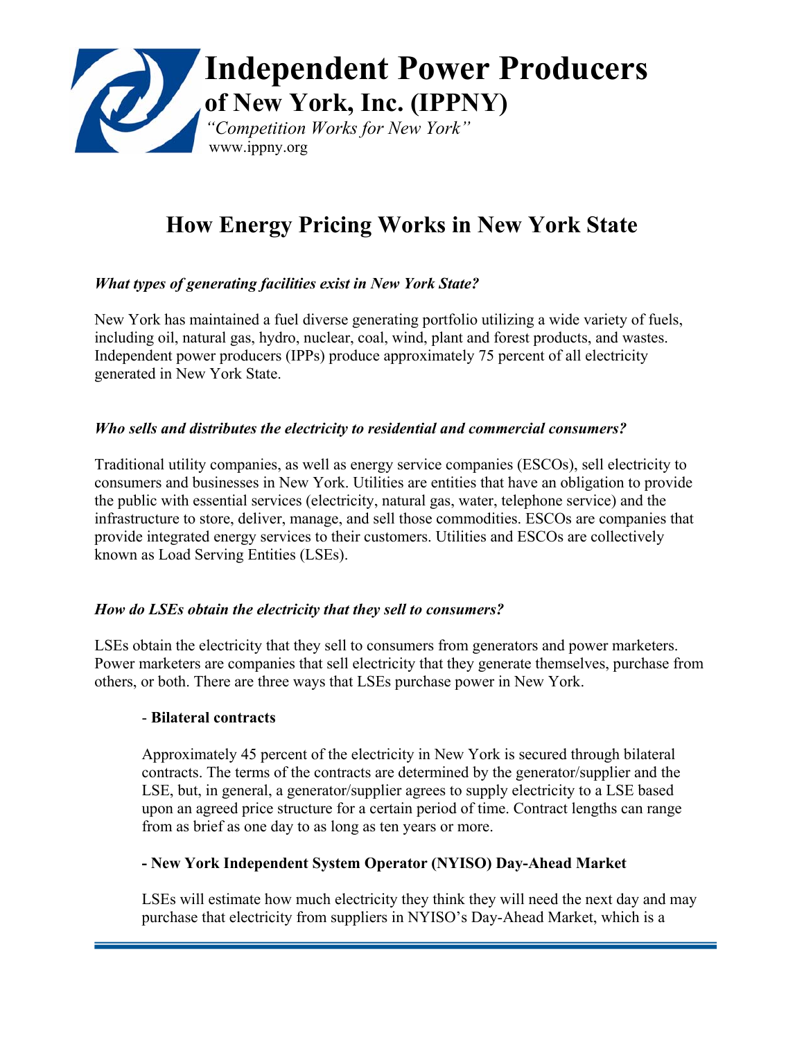# Independent Power Producers of New York, Inc. (IPPNY)

*"Competition Works for New York"*
www.ippny.org

## How Energy Pricing Works in New York State

### *What types of generating facilities exist in New York State?*

New York has maintained a fuel diverse generating portfolio utilizing a wide variety of fuels, including oil, natural gas, hydro, nuclear, coal, wind, plant and forest products, and wastes. Independent power producers (IPPs) produce approximately 75 percent of all electricity generated in New York State.

### *Who sells and distributes the electricity to residential and commercial consumers?*

Traditional utility companies, as well as energy service companies (ESCOs), sell electricity to consumers and businesses in New York. Utilities are entities that have an obligation to provide the public with essential services (electricity, natural gas, water, telephone service) and the infrastructure to store, deliver, manage, and sell those commodities. ESCOs are companies that provide integrated energy services to their customers. Utilities and ESCOs are collectively known as Load Serving Entities (LSEs).

### *How do LSEs obtain the electricity that they sell to consumers?*

LSEs obtain the electricity that they sell to consumers from generators and power marketers. Power marketers are companies that sell electricity that they generate themselves, purchase from others, or both. There are three ways that LSEs purchase power in New York.

- **Bilateral contracts**

  Approximately 45 percent of the electricity in New York is secured through bilateral contracts. The terms of the contracts are determined by the generator/supplier and the LSE, but, in general, a generator/supplier agrees to supply electricity to a LSE based upon an agreed price structure for a certain period of time. Contract lengths can range from as brief as one day to as long as ten years or more.

- **New York Independent System Operator (NYISO) Day-Ahead Market**

  LSEs will estimate how much electricity they think they will need the next day and may purchase that electricity from suppliers in NYISO's Day-Ahead Market, which is a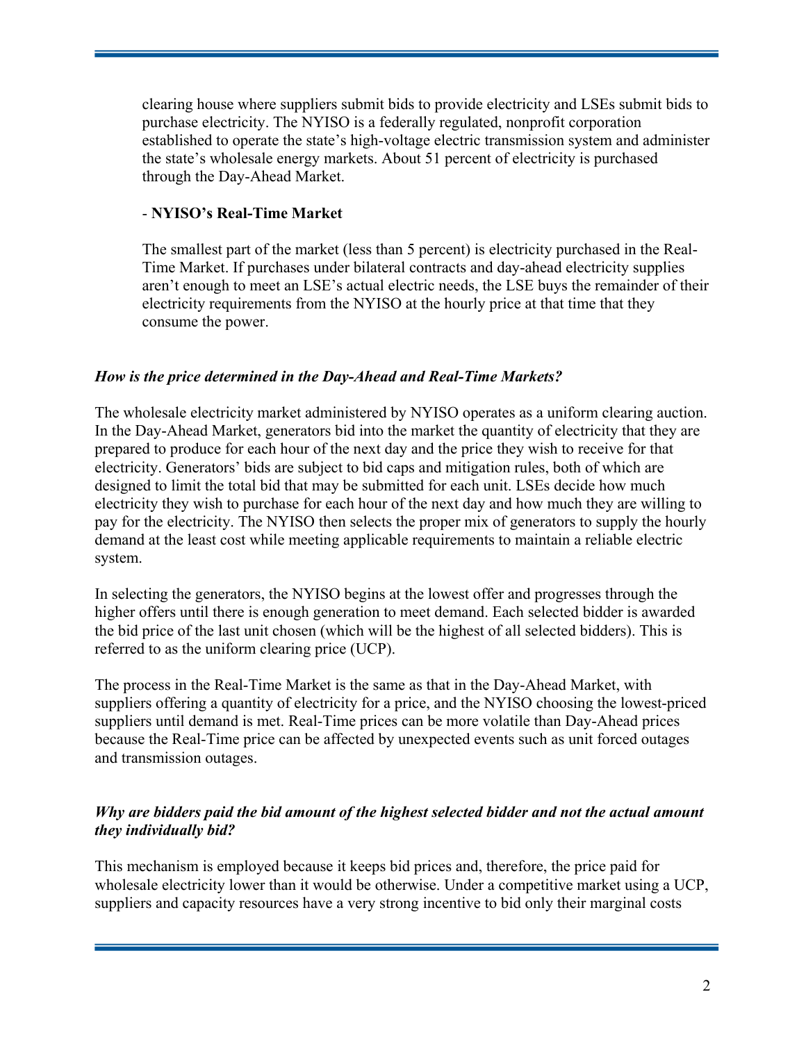clearing house where suppliers submit bids to provide electricity and LSEs submit bids to purchase electricity. The NYISO is a federally regulated, nonprofit corporation established to operate the state's high-voltage electric transmission system and administer the state's wholesale energy markets. About 51 percent of electricity is purchased through the Day-Ahead Market.

- **NYISO's Real-Time Market**

  The smallest part of the market (less than 5 percent) is electricity purchased in the Real-Time Market. If purchases under bilateral contracts and day-ahead electricity supplies aren't enough to meet an LSE's actual electric needs, the LSE buys the remainder of their electricity requirements from the NYISO at the hourly price at that time that they consume the power.

***How is the price determined in the Day-Ahead and Real-Time Markets?***

The wholesale electricity market administered by NYISO operates as a uniform clearing auction. In the Day-Ahead Market, generators bid into the market the quantity of electricity that they are prepared to produce for each hour of the next day and the price they wish to receive for that electricity. Generators' bids are subject to bid caps and mitigation rules, both of which are designed to limit the total bid that may be submitted for each unit. LSEs decide how much electricity they wish to purchase for each hour of the next day and how much they are willing to pay for the electricity. The NYISO then selects the proper mix of generators to supply the hourly demand at the least cost while meeting applicable requirements to maintain a reliable electric system.

In selecting the generators, the NYISO begins at the lowest offer and progresses through the higher offers until there is enough generation to meet demand. Each selected bidder is awarded the bid price of the last unit chosen (which will be the highest of all selected bidders). This is referred to as the uniform clearing price (UCP).

The process in the Real-Time Market is the same as that in the Day-Ahead Market, with suppliers offering a quantity of electricity for a price, and the NYISO choosing the lowest-priced suppliers until demand is met. Real-Time prices can be more volatile than Day-Ahead prices because the Real-Time price can be affected by unexpected events such as unit forced outages and transmission outages.

***Why are bidders paid the bid amount of the highest selected bidder and not the actual amount they individually bid?***

This mechanism is employed because it keeps bid prices and, therefore, the price paid for wholesale electricity lower than it would be otherwise. Under a competitive market using a UCP, suppliers and capacity resources have a very strong incentive to bid only their marginal costs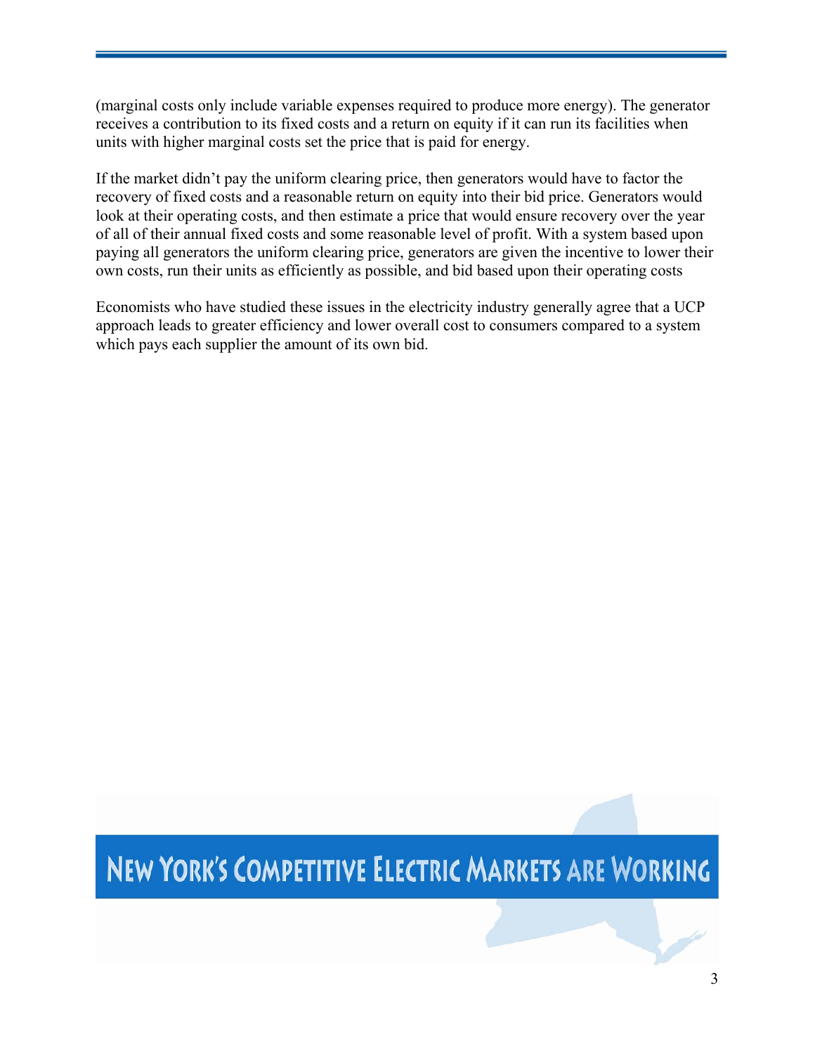(marginal costs only include variable expenses required to produce more energy). The generator receives a contribution to its fixed costs and a return on equity if it can run its facilities when units with higher marginal costs set the price that is paid for energy.

If the market didn't pay the uniform clearing price, then generators would have to factor the recovery of fixed costs and a reasonable return on equity into their bid price. Generators would look at their operating costs, and then estimate a price that would ensure recovery over the year of all of their annual fixed costs and some reasonable level of profit. With a system based upon paying all generators the uniform clearing price, generators are given the incentive to lower their own costs, run their units as efficiently as possible, and bid based upon their operating costs

Economists who have studied these issues in the electricity industry generally agree that a UCP approach leads to greater efficiency and lower overall cost to consumers compared to a system which pays each supplier the amount of its own bid.

NEW YORK'S COMPETITIVE ELECTRIC MARKETS ARE WORKING